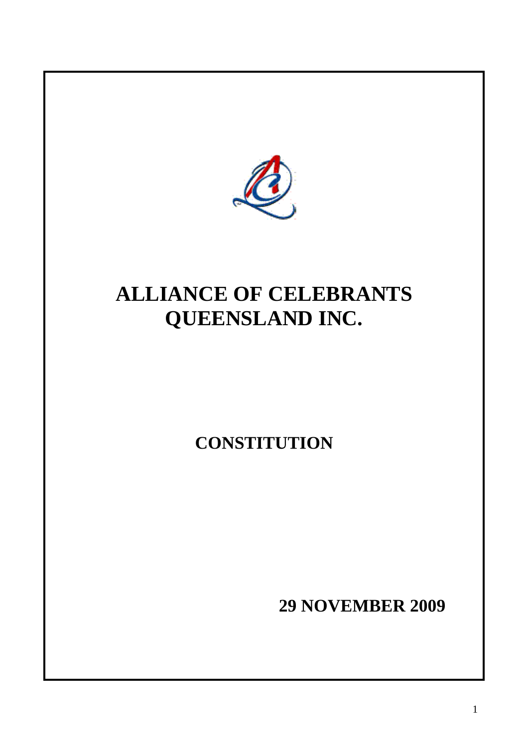# ALLIANCE OF CELEBRANTS QUEENSLAND INC.

## CONSTITUTION

**29 NOVEMBER 2009**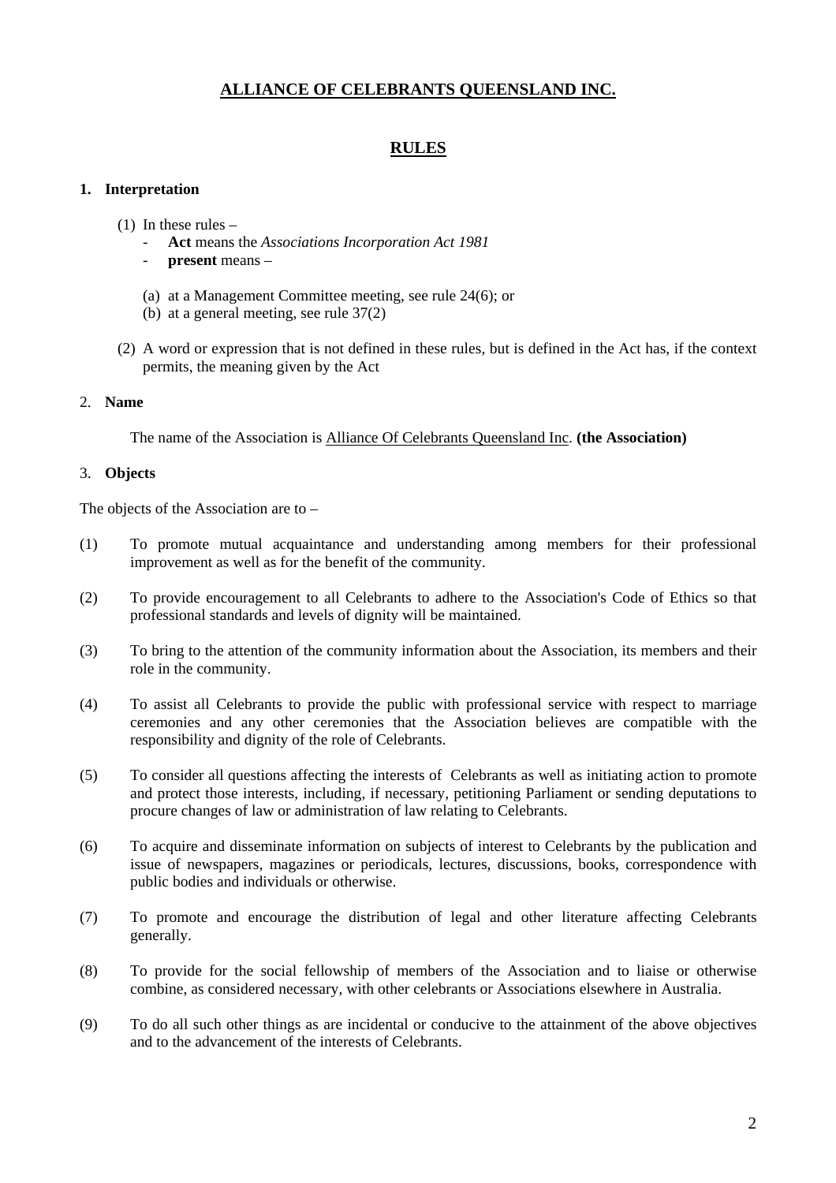# ALLIANCE OF CELEBRANTS QUEENSLAND INC.

## RULES

### 1. Interpretation

(1) In these rules –

- **Act** means the *Associations Incorporation Act 1981*
- **present** means –

(a) at a Management Committee meeting, see rule 24(6); or
(b) at a general meeting, see rule 37(2)

(2) A word or expression that is not defined in these rules, but is defined in the Act has, if the context permits, the meaning given by the Act

### 2. Name

The name of the Association is Alliance Of Celebrants Queensland Inc. **(the Association)**

### 3. Objects

The objects of the Association are to –

(1) To promote mutual acquaintance and understanding among members for their professional improvement as well as for the benefit of the community.

(2) To provide encouragement to all Celebrants to adhere to the Association's Code of Ethics so that professional standards and levels of dignity will be maintained.

(3) To bring to the attention of the community information about the Association, its members and their role in the community.

(4) To assist all Celebrants to provide the public with professional service with respect to marriage ceremonies and any other ceremonies that the Association believes are compatible with the responsibility and dignity of the role of Celebrants.

(5) To consider all questions affecting the interests of Celebrants as well as initiating action to promote and protect those interests, including, if necessary, petitioning Parliament or sending deputations to procure changes of law or administration of law relating to Celebrants.

(6) To acquire and disseminate information on subjects of interest to Celebrants by the publication and issue of newspapers, magazines or periodicals, lectures, discussions, books, correspondence with public bodies and individuals or otherwise.

(7) To promote and encourage the distribution of legal and other literature affecting Celebrants generally.

(8) To provide for the social fellowship of members of the Association and to liaise or otherwise combine, as considered necessary, with other celebrants or Associations elsewhere in Australia.

(9) To do all such other things as are incidental or conducive to the attainment of the above objectives and to the advancement of the interests of Celebrants.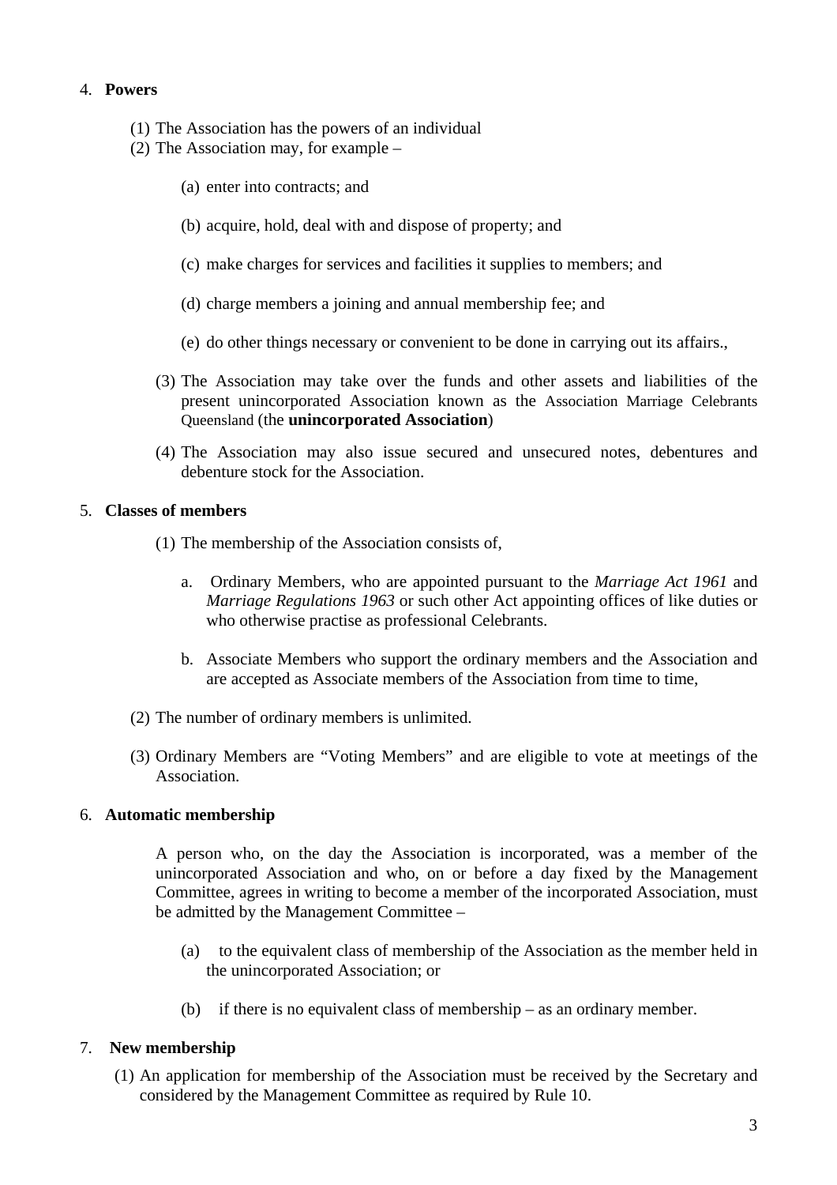4. **Powers**

(1) The Association has the powers of an individual

(2) The Association may, for example –

(a) enter into contracts; and

(b) acquire, hold, deal with and dispose of property; and

(c) make charges for services and facilities it supplies to members; and

(d) charge members a joining and annual membership fee; and

(e) do other things necessary or convenient to be done in carrying out its affairs.,

(3) The Association may take over the funds and other assets and liabilities of the present unincorporated Association known as the Association Marriage Celebrants Queensland (the **unincorporated Association**)

(4) The Association may also issue secured and unsecured notes, debentures and debenture stock for the Association.

5. **Classes of members**

(1) The membership of the Association consists of,

a. Ordinary Members, who are appointed pursuant to the *Marriage Act 1961* and *Marriage Regulations 1963* or such other Act appointing offices of like duties or who otherwise practise as professional Celebrants.

b. Associate Members who support the ordinary members and the Association and are accepted as Associate members of the Association from time to time,

(2) The number of ordinary members is unlimited.

(3) Ordinary Members are "Voting Members" and are eligible to vote at meetings of the Association.

6. **Automatic membership**

A person who, on the day the Association is incorporated, was a member of the unincorporated Association and who, on or before a day fixed by the Management Committee, agrees in writing to become a member of the incorporated Association, must be admitted by the Management Committee –

(a) to the equivalent class of membership of the Association as the member held in the unincorporated Association; or

(b) if there is no equivalent class of membership – as an ordinary member.

7. **New membership**

(1) An application for membership of the Association must be received by the Secretary and considered by the Management Committee as required by Rule 10.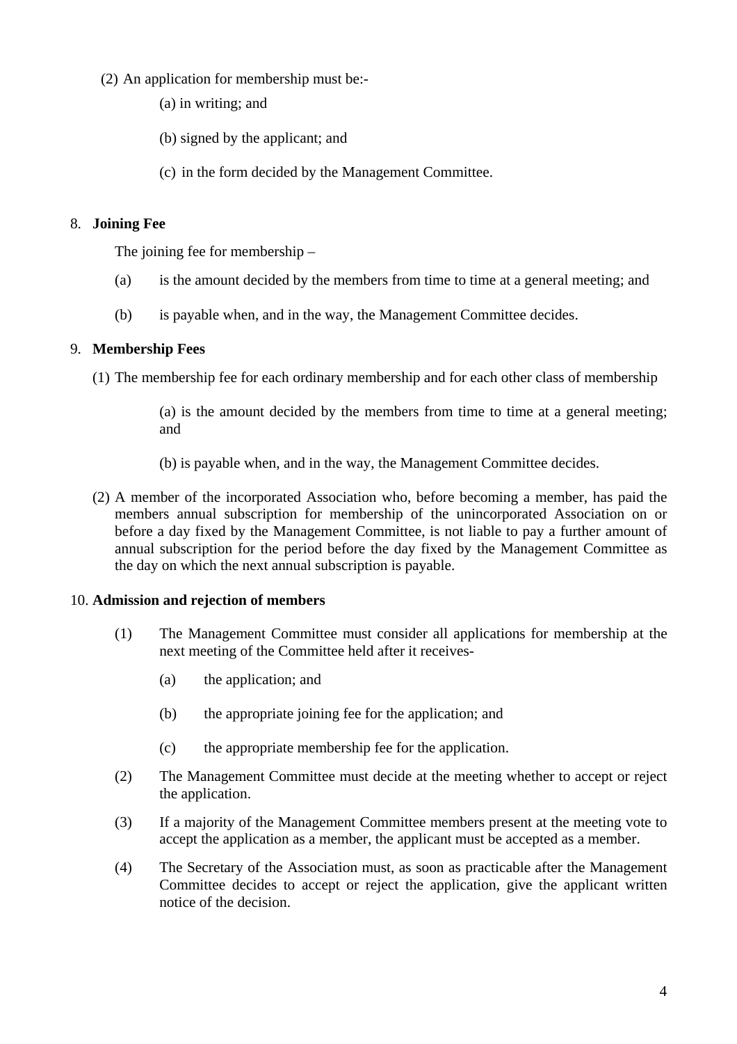(2) An application for membership must be:-

(a) in writing; and

(b) signed by the applicant; and

(c) in the form decided by the Management Committee.

8. **Joining Fee**

The joining fee for membership –

(a) is the amount decided by the members from time to time at a general meeting; and

(b) is payable when, and in the way, the Management Committee decides.

9. **Membership Fees**

(1) The membership fee for each ordinary membership and for each other class of membership

(a) is the amount decided by the members from time to time at a general meeting; and

(b) is payable when, and in the way, the Management Committee decides.

(2) A member of the incorporated Association who, before becoming a member, has paid the members annual subscription for membership of the unincorporated Association on or before a day fixed by the Management Committee, is not liable to pay a further amount of annual subscription for the period before the day fixed by the Management Committee as the day on which the next annual subscription is payable.

10. **Admission and rejection of members**

(1) The Management Committee must consider all applications for membership at the next meeting of the Committee held after it receives-

(a) the application; and

(b) the appropriate joining fee for the application; and

(c) the appropriate membership fee for the application.

(2) The Management Committee must decide at the meeting whether to accept or reject the application.

(3) If a majority of the Management Committee members present at the meeting vote to accept the application as a member, the applicant must be accepted as a member.

(4) The Secretary of the Association must, as soon as practicable after the Management Committee decides to accept or reject the application, give the applicant written notice of the decision.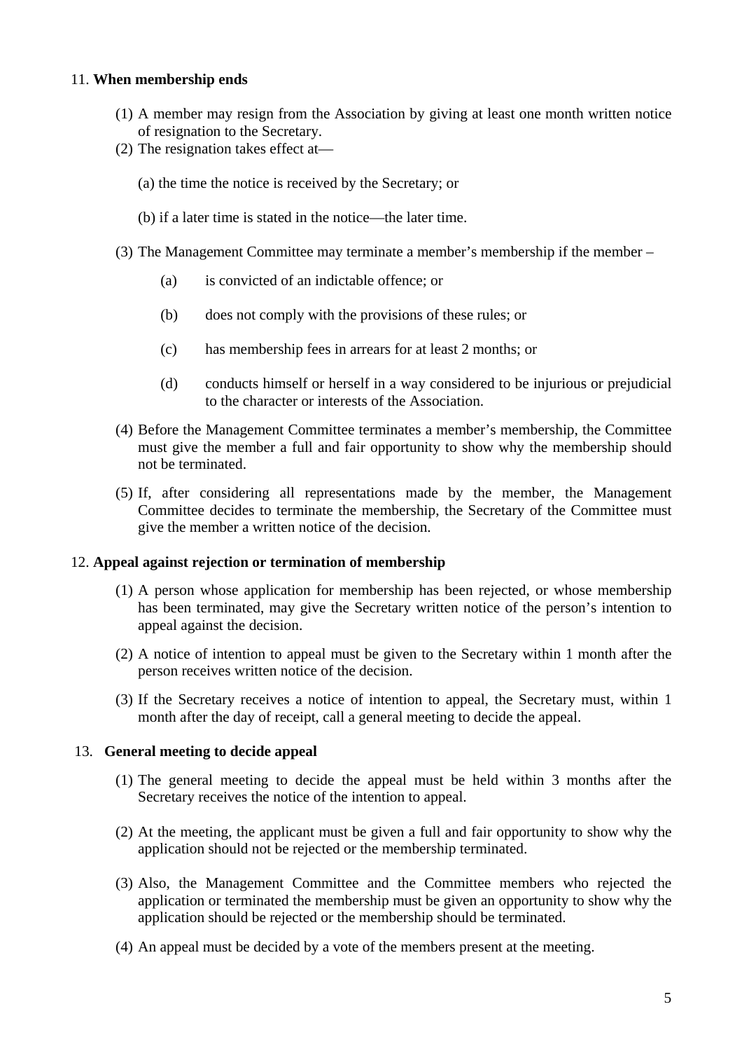11. **When membership ends**

(1) A member may resign from the Association by giving at least one month written notice of resignation to the Secretary.

(2) The resignation takes effect at—

(a) the time the notice is received by the Secretary; or

(b) if a later time is stated in the notice—the later time.

(3) The Management Committee may terminate a member's membership if the member –

(a) is convicted of an indictable offence; or

(b) does not comply with the provisions of these rules; or

(c) has membership fees in arrears for at least 2 months; or

(d) conducts himself or herself in a way considered to be injurious or prejudicial to the character or interests of the Association.

(4) Before the Management Committee terminates a member's membership, the Committee must give the member a full and fair opportunity to show why the membership should not be terminated.

(5) If, after considering all representations made by the member, the Management Committee decides to terminate the membership, the Secretary of the Committee must give the member a written notice of the decision.

12. **Appeal against rejection or termination of membership**

(1) A person whose application for membership has been rejected, or whose membership has been terminated, may give the Secretary written notice of the person's intention to appeal against the decision.

(2) A notice of intention to appeal must be given to the Secretary within 1 month after the person receives written notice of the decision.

(3) If the Secretary receives a notice of intention to appeal, the Secretary must, within 1 month after the day of receipt, call a general meeting to decide the appeal.

13. **General meeting to decide appeal**

(1) The general meeting to decide the appeal must be held within 3 months after the Secretary receives the notice of the intention to appeal.

(2) At the meeting, the applicant must be given a full and fair opportunity to show why the application should not be rejected or the membership terminated.

(3) Also, the Management Committee and the Committee members who rejected the application or terminated the membership must be given an opportunity to show why the application should be rejected or the membership should be terminated.

(4) An appeal must be decided by a vote of the members present at the meeting.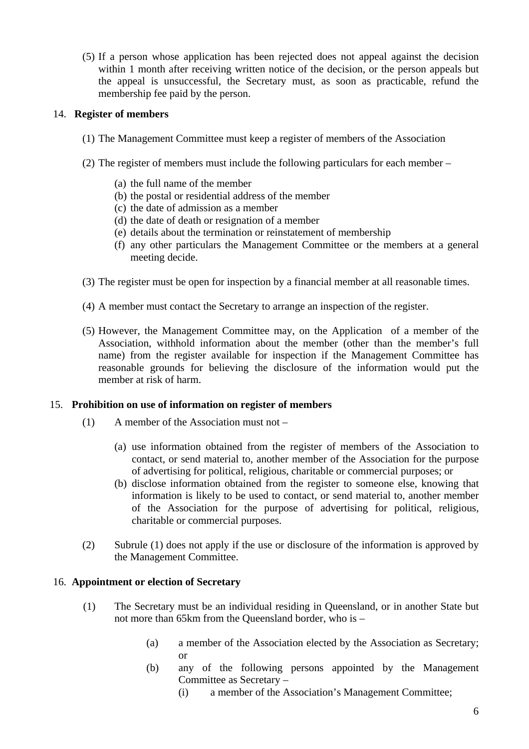(5) If a person whose application has been rejected does not appeal against the decision within 1 month after receiving written notice of the decision, or the person appeals but the appeal is unsuccessful, the Secretary must, as soon as practicable, refund the membership fee paid by the person.

## 14. Register of members

(1) The Management Committee must keep a register of members of the Association

(2) The register of members must include the following particulars for each member –

- (a) the full name of the member
- (b) the postal or residential address of the member
- (c) the date of admission as a member
- (d) the date of death or resignation of a member
- (e) details about the termination or reinstatement of membership
- (f) any other particulars the Management Committee or the members at a general meeting decide.

(3) The register must be open for inspection by a financial member at all reasonable times.

(4) A member must contact the Secretary to arrange an inspection of the register.

(5) However, the Management Committee may, on the Application of a member of the Association, withhold information about the member (other than the member's full name) from the register available for inspection if the Management Committee has reasonable grounds for believing the disclosure of the information would put the member at risk of harm.

## 15. Prohibition on use of information on register of members

(1) A member of the Association must not –

- (a) use information obtained from the register of members of the Association to contact, or send material to, another member of the Association for the purpose of advertising for political, religious, charitable or commercial purposes; or
- (b) disclose information obtained from the register to someone else, knowing that information is likely to be used to contact, or send material to, another member of the Association for the purpose of advertising for political, religious, charitable or commercial purposes.

(2) Subrule (1) does not apply if the use or disclosure of the information is approved by the Management Committee.

## 16. Appointment or election of Secretary

(1) The Secretary must be an individual residing in Queensland, or in another State but not more than 65km from the Queensland border, who is –

- (a) a member of the Association elected by the Association as Secretary; or
- (b) any of the following persons appointed by the Management Committee as Secretary –
  - (i) a member of the Association's Management Committee;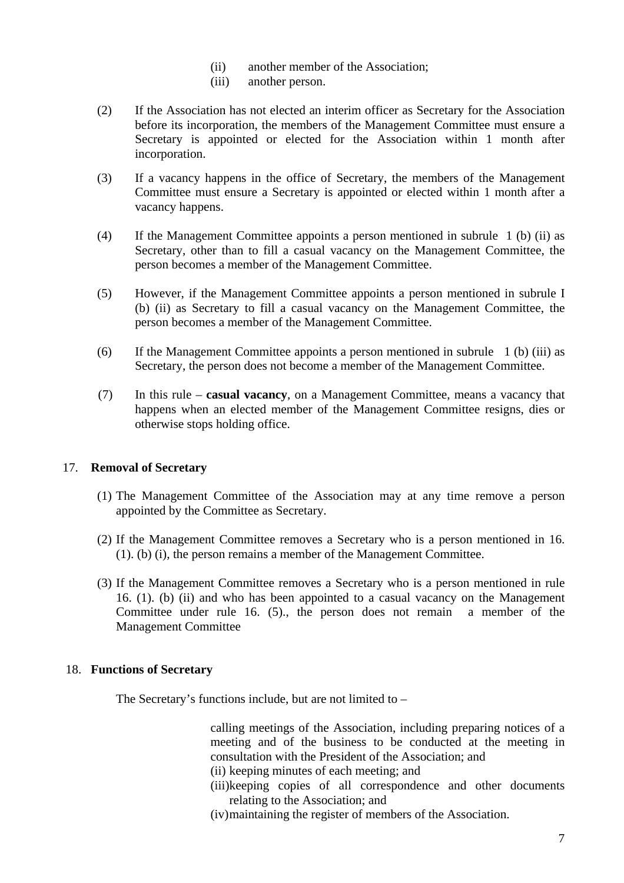(ii) another member of the Association;
(iii) another person.

(2) If the Association has not elected an interim officer as Secretary for the Association before its incorporation, the members of the Management Committee must ensure a Secretary is appointed or elected for the Association within 1 month after incorporation.

(3) If a vacancy happens in the office of Secretary, the members of the Management Committee must ensure a Secretary is appointed or elected within 1 month after a vacancy happens.

(4) If the Management Committee appoints a person mentioned in subrule 1 (b) (ii) as Secretary, other than to fill a casual vacancy on the Management Committee, the person becomes a member of the Management Committee.

(5) However, if the Management Committee appoints a person mentioned in subrule I (b) (ii) as Secretary to fill a casual vacancy on the Management Committee, the person becomes a member of the Management Committee.

(6) If the Management Committee appoints a person mentioned in subrule 1 (b) (iii) as Secretary, the person does not become a member of the Management Committee.

(7) In this rule – **casual vacancy**, on a Management Committee, means a vacancy that happens when an elected member of the Management Committee resigns, dies or otherwise stops holding office.

## 17. Removal of Secretary

(1) The Management Committee of the Association may at any time remove a person appointed by the Committee as Secretary.

(2) If the Management Committee removes a Secretary who is a person mentioned in 16. (1). (b) (i), the person remains a member of the Management Committee.

(3) If the Management Committee removes a Secretary who is a person mentioned in rule 16. (1). (b) (ii) and who has been appointed to a casual vacancy on the Management Committee under rule 16. (5)., the person does not remain a member of the Management Committee

## 18. Functions of Secretary

The Secretary's functions include, but are not limited to –

calling meetings of the Association, including preparing notices of a meeting and of the business to be conducted at the meeting in consultation with the President of the Association; and
(ii) keeping minutes of each meeting; and
(iii) keeping copies of all correspondence and other documents relating to the Association; and
(iv) maintaining the register of members of the Association.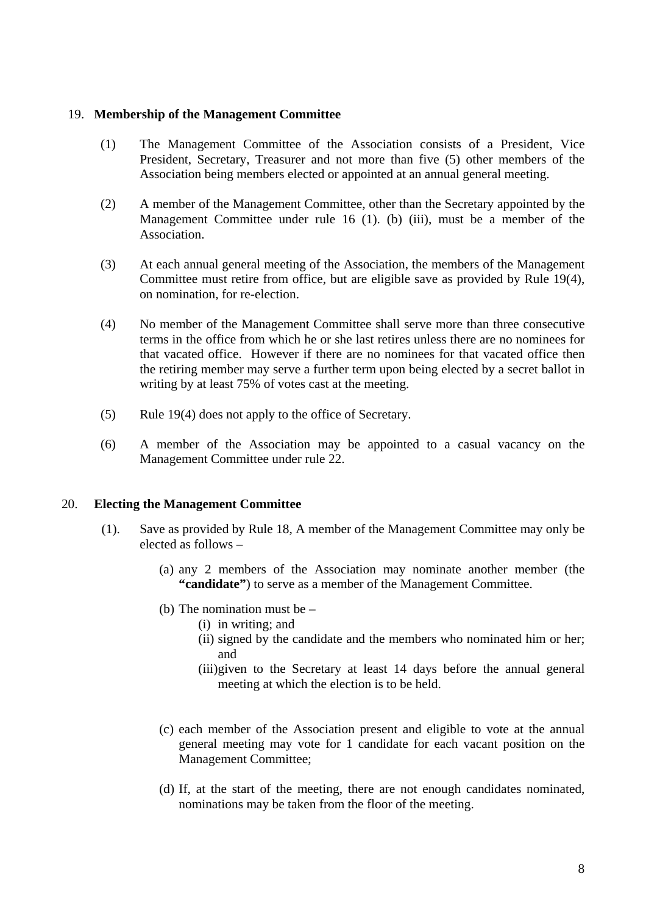## 19. **Membership of the Management Committee**

(1) The Management Committee of the Association consists of a President, Vice President, Secretary, Treasurer and not more than five (5) other members of the Association being members elected or appointed at an annual general meeting.

(2) A member of the Management Committee, other than the Secretary appointed by the Management Committee under rule 16 (1). (b) (iii), must be a member of the Association.

(3) At each annual general meeting of the Association, the members of the Management Committee must retire from office, but are eligible save as provided by Rule 19(4), on nomination, for re-election.

(4) No member of the Management Committee shall serve more than three consecutive terms in the office from which he or she last retires unless there are no nominees for that vacated office. However if there are no nominees for that vacated office then the retiring member may serve a further term upon being elected by a secret ballot in writing by at least 75% of votes cast at the meeting.

(5) Rule 19(4) does not apply to the office of Secretary.

(6) A member of the Association may be appointed to a casual vacancy on the Management Committee under rule 22.

## 20. **Electing the Management Committee**

(1). Save as provided by Rule 18, A member of the Management Committee may only be elected as follows –

(a) any 2 members of the Association may nominate another member (the **"candidate"**) to serve as a member of the Management Committee.

(b) The nomination must be –
   - (i) in writing; and
   - (ii) signed by the candidate and the members who nominated him or her; and
   - (iii) given to the Secretary at least 14 days before the annual general meeting at which the election is to be held.

(c) each member of the Association present and eligible to vote at the annual general meeting may vote for 1 candidate for each vacant position on the Management Committee;

(d) If, at the start of the meeting, there are not enough candidates nominated, nominations may be taken from the floor of the meeting.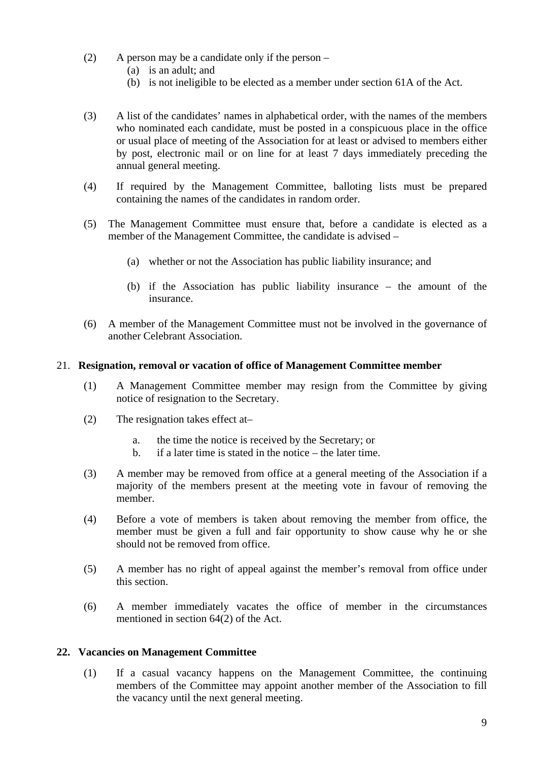(2) A person may be a candidate only if the person –

(a) is an adult; and

(b) is not ineligible to be elected as a member under section 61A of the Act.

(3) A list of the candidates' names in alphabetical order, with the names of the members who nominated each candidate, must be posted in a conspicuous place in the office or usual place of meeting of the Association for at least or advised to members either by post, electronic mail or on line for at least 7 days immediately preceding the annual general meeting.

(4) If required by the Management Committee, balloting lists must be prepared containing the names of the candidates in random order.

(5) The Management Committee must ensure that, before a candidate is elected as a member of the Management Committee, the candidate is advised –

(a) whether or not the Association has public liability insurance; and

(b) if the Association has public liability insurance – the amount of the insurance.

(6) A member of the Management Committee must not be involved in the governance of another Celebrant Association.

## 21. Resignation, removal or vacation of office of Management Committee member

(1) A Management Committee member may resign from the Committee by giving notice of resignation to the Secretary.

(2) The resignation takes effect at–

a. the time the notice is received by the Secretary; or

b. if a later time is stated in the notice – the later time.

(3) A member may be removed from office at a general meeting of the Association if a majority of the members present at the meeting vote in favour of removing the member.

(4) Before a vote of members is taken about removing the member from office, the member must be given a full and fair opportunity to show cause why he or she should not be removed from office.

(5) A member has no right of appeal against the member's removal from office under this section.

(6) A member immediately vacates the office of member in the circumstances mentioned in section 64(2) of the Act.

## 22. Vacancies on Management Committee

(1) If a casual vacancy happens on the Management Committee, the continuing members of the Committee may appoint another member of the Association to fill the vacancy until the next general meeting.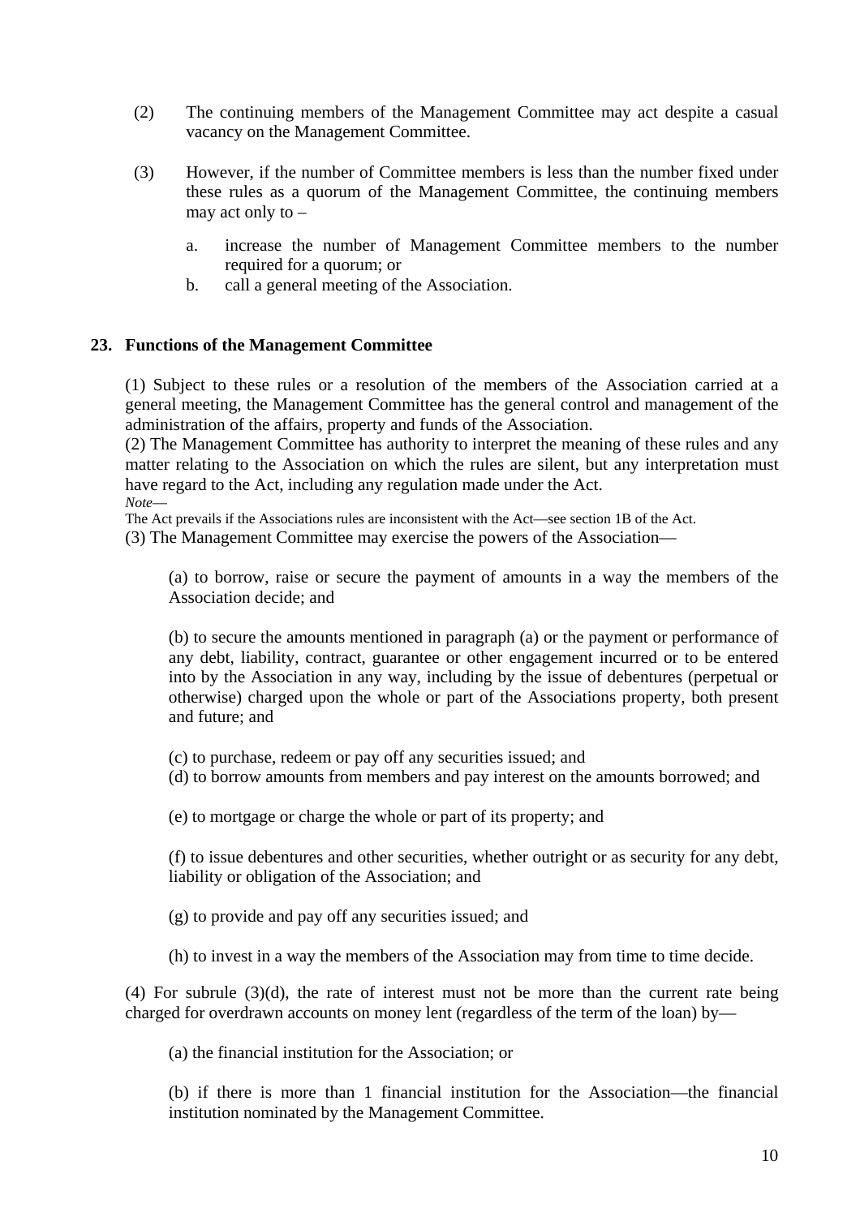(2) The continuing members of the Management Committee may act despite a casual vacancy on the Management Committee.

(3) However, if the number of Committee members is less than the number fixed under these rules as a quorum of the Management Committee, the continuing members may act only to –

a. increase the number of Management Committee members to the number required for a quorum; or
b. call a general meeting of the Association.

### 23. Functions of the Management Committee

(1) Subject to these rules or a resolution of the members of the Association carried at a general meeting, the Management Committee has the general control and management of the administration of the affairs, property and funds of the Association.
(2) The Management Committee has authority to interpret the meaning of these rules and any matter relating to the Association on which the rules are silent, but any interpretation must have regard to the Act, including any regulation made under the Act.
*Note*—
The Act prevails if the Associations rules are inconsistent with the Act—see section 1B of the Act.
(3) The Management Committee may exercise the powers of the Association—

(a) to borrow, raise or secure the payment of amounts in a way the members of the Association decide; and

(b) to secure the amounts mentioned in paragraph (a) or the payment or performance of any debt, liability, contract, guarantee or other engagement incurred or to be entered into by the Association in any way, including by the issue of debentures (perpetual or otherwise) charged upon the whole or part of the Associations property, both present and future; and

(c) to purchase, redeem or pay off any securities issued; and
(d) to borrow amounts from members and pay interest on the amounts borrowed; and

(e) to mortgage or charge the whole or part of its property; and

(f) to issue debentures and other securities, whether outright or as security for any debt, liability or obligation of the Association; and

(g) to provide and pay off any securities issued; and

(h) to invest in a way the members of the Association may from time to time decide.

(4) For subrule (3)(d), the rate of interest must not be more than the current rate being charged for overdrawn accounts on money lent (regardless of the term of the loan) by—

(a) the financial institution for the Association; or

(b) if there is more than 1 financial institution for the Association—the financial institution nominated by the Management Committee.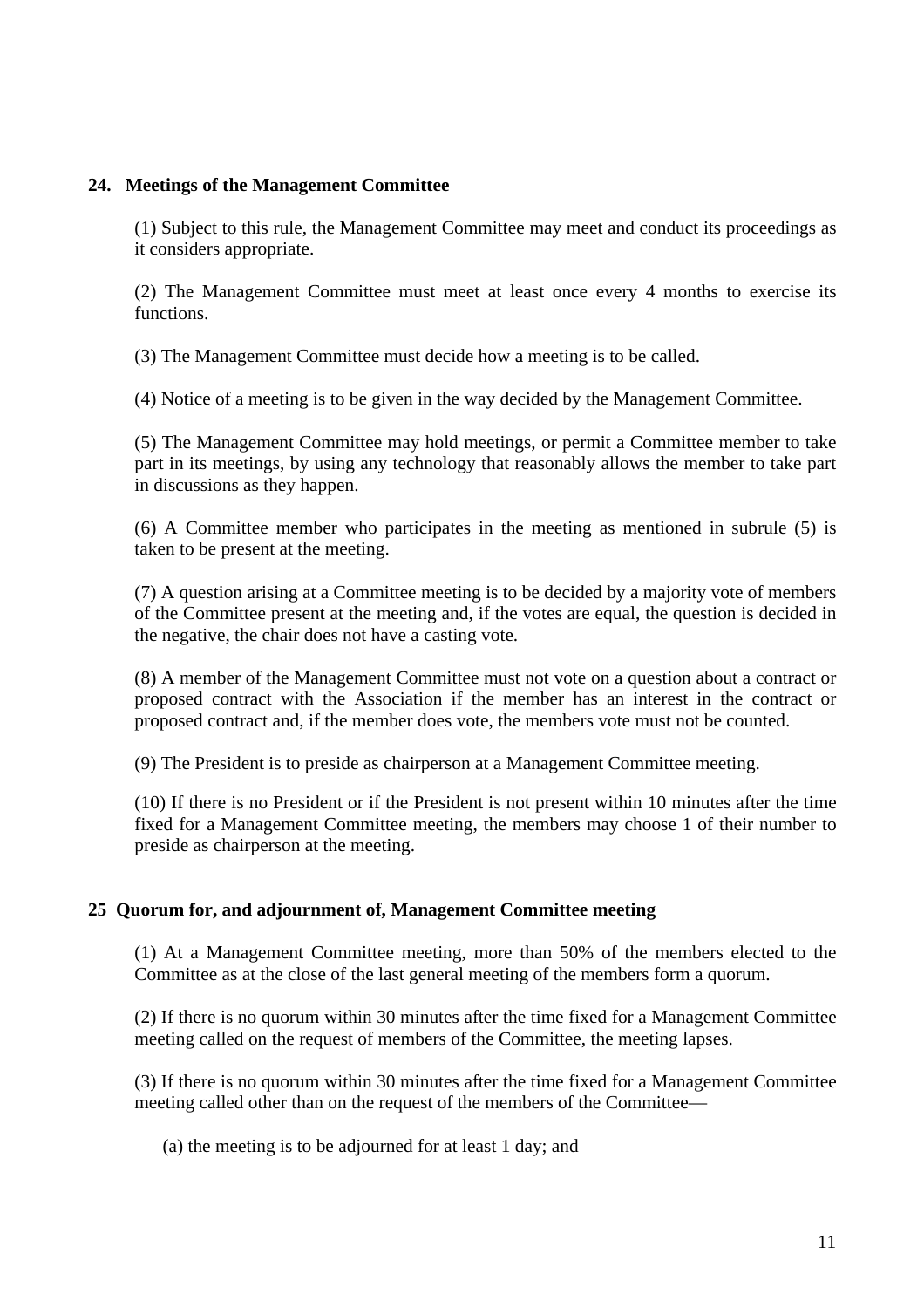## 24. Meetings of the Management Committee

(1) Subject to this rule, the Management Committee may meet and conduct its proceedings as it considers appropriate.

(2) The Management Committee must meet at least once every 4 months to exercise its functions.

(3) The Management Committee must decide how a meeting is to be called.

(4) Notice of a meeting is to be given in the way decided by the Management Committee.

(5) The Management Committee may hold meetings, or permit a Committee member to take part in its meetings, by using any technology that reasonably allows the member to take part in discussions as they happen.

(6) A Committee member who participates in the meeting as mentioned in subrule (5) is taken to be present at the meeting.

(7) A question arising at a Committee meeting is to be decided by a majority vote of members of the Committee present at the meeting and, if the votes are equal, the question is decided in the negative, the chair does not have a casting vote.

(8) A member of the Management Committee must not vote on a question about a contract or proposed contract with the Association if the member has an interest in the contract or proposed contract and, if the member does vote, the members vote must not be counted.

(9) The President is to preside as chairperson at a Management Committee meeting.

(10) If there is no President or if the President is not present within 10 minutes after the time fixed for a Management Committee meeting, the members may choose 1 of their number to preside as chairperson at the meeting.

## 25 Quorum for, and adjournment of, Management Committee meeting

(1) At a Management Committee meeting, more than 50% of the members elected to the Committee as at the close of the last general meeting of the members form a quorum.

(2) If there is no quorum within 30 minutes after the time fixed for a Management Committee meeting called on the request of members of the Committee, the meeting lapses.

(3) If there is no quorum within 30 minutes after the time fixed for a Management Committee meeting called other than on the request of the members of the Committee—

(a) the meeting is to be adjourned for at least 1 day; and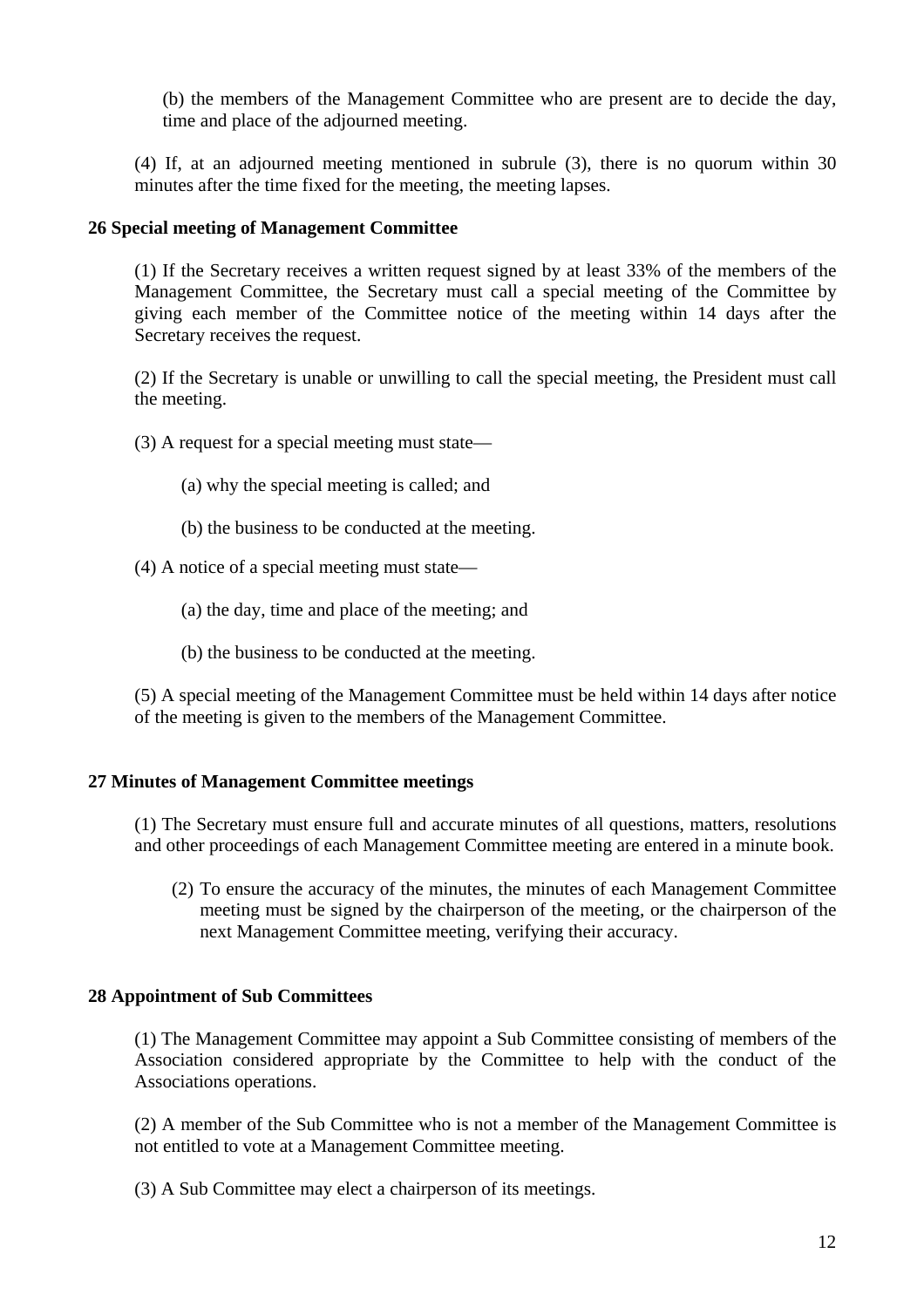(b) the members of the Management Committee who are present are to decide the day, time and place of the adjourned meeting.

(4) If, at an adjourned meeting mentioned in subrule (3), there is no quorum within 30 minutes after the time fixed for the meeting, the meeting lapses.

**26 Special meeting of Management Committee**

(1) If the Secretary receives a written request signed by at least 33% of the members of the Management Committee, the Secretary must call a special meeting of the Committee by giving each member of the Committee notice of the meeting within 14 days after the Secretary receives the request.

(2) If the Secretary is unable or unwilling to call the special meeting, the President must call the meeting.

(3) A request for a special meeting must state—

(a) why the special meeting is called; and

(b) the business to be conducted at the meeting.

(4) A notice of a special meeting must state—

(a) the day, time and place of the meeting; and

(b) the business to be conducted at the meeting.

(5) A special meeting of the Management Committee must be held within 14 days after notice of the meeting is given to the members of the Management Committee.

**27 Minutes of Management Committee meetings**

(1) The Secretary must ensure full and accurate minutes of all questions, matters, resolutions and other proceedings of each Management Committee meeting are entered in a minute book.

(2) To ensure the accuracy of the minutes, the minutes of each Management Committee meeting must be signed by the chairperson of the meeting, or the chairperson of the next Management Committee meeting, verifying their accuracy.

**28 Appointment of Sub Committees**

(1) The Management Committee may appoint a Sub Committee consisting of members of the Association considered appropriate by the Committee to help with the conduct of the Associations operations.

(2) A member of the Sub Committee who is not a member of the Management Committee is not entitled to vote at a Management Committee meeting.

(3) A Sub Committee may elect a chairperson of its meetings.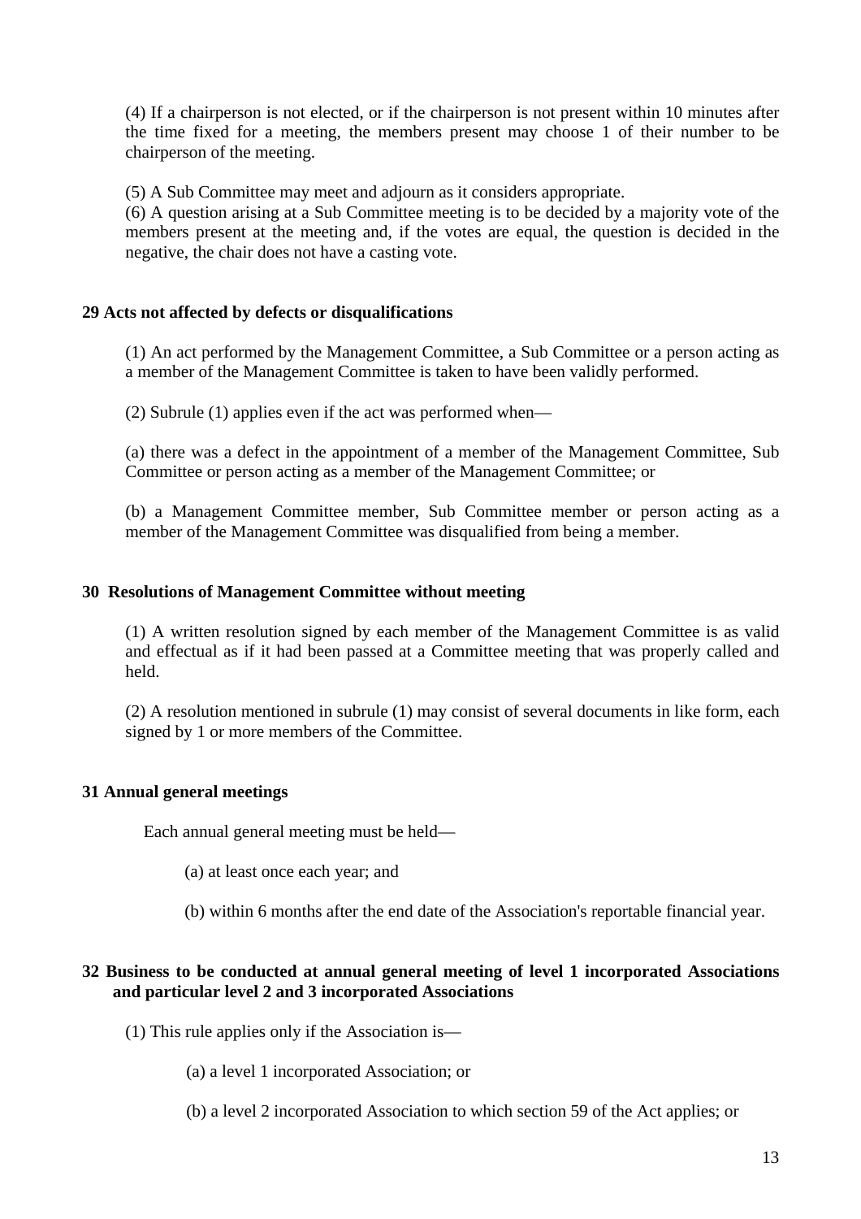(4) If a chairperson is not elected, or if the chairperson is not present within 10 minutes after the time fixed for a meeting, the members present may choose 1 of their number to be chairperson of the meeting.

(5) A Sub Committee may meet and adjourn as it considers appropriate.

(6) A question arising at a Sub Committee meeting is to be decided by a majority vote of the members present at the meeting and, if the votes are equal, the question is decided in the negative, the chair does not have a casting vote.

**29 Acts not affected by defects or disqualifications**

(1) An act performed by the Management Committee, a Sub Committee or a person acting as a member of the Management Committee is taken to have been validly performed.

(2) Subrule (1) applies even if the act was performed when—

(a) there was a defect in the appointment of a member of the Management Committee, Sub Committee or person acting as a member of the Management Committee; or

(b) a Management Committee member, Sub Committee member or person acting as a member of the Management Committee was disqualified from being a member.

**30 Resolutions of Management Committee without meeting**

(1) A written resolution signed by each member of the Management Committee is as valid and effectual as if it had been passed at a Committee meeting that was properly called and held.

(2) A resolution mentioned in subrule (1) may consist of several documents in like form, each signed by 1 or more members of the Committee.

**31 Annual general meetings**

Each annual general meeting must be held—

(a) at least once each year; and

(b) within 6 months after the end date of the Association's reportable financial year.

**32 Business to be conducted at annual general meeting of level 1 incorporated Associations and particular level 2 and 3 incorporated Associations**

(1) This rule applies only if the Association is—

(a) a level 1 incorporated Association; or

(b) a level 2 incorporated Association to which section 59 of the Act applies; or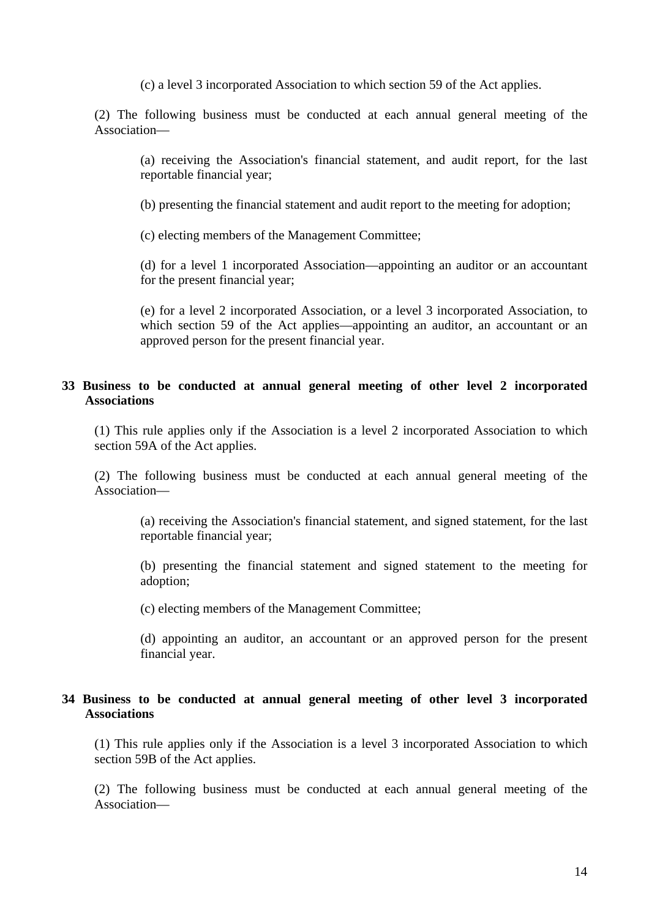(c) a level 3 incorporated Association to which section 59 of the Act applies.

(2) The following business must be conducted at each annual general meeting of the Association—

(a) receiving the Association's financial statement, and audit report, for the last reportable financial year;

(b) presenting the financial statement and audit report to the meeting for adoption;

(c) electing members of the Management Committee;

(d) for a level 1 incorporated Association—appointing an auditor or an accountant for the present financial year;

(e) for a level 2 incorporated Association, or a level 3 incorporated Association, to which section 59 of the Act applies—appointing an auditor, an accountant or an approved person for the present financial year.

## 33 Business to be conducted at annual general meeting of other level 2 incorporated Associations

(1) This rule applies only if the Association is a level 2 incorporated Association to which section 59A of the Act applies.

(2) The following business must be conducted at each annual general meeting of the Association—

(a) receiving the Association's financial statement, and signed statement, for the last reportable financial year;

(b) presenting the financial statement and signed statement to the meeting for adoption;

(c) electing members of the Management Committee;

(d) appointing an auditor, an accountant or an approved person for the present financial year.

## 34 Business to be conducted at annual general meeting of other level 3 incorporated Associations

(1) This rule applies only if the Association is a level 3 incorporated Association to which section 59B of the Act applies.

(2) The following business must be conducted at each annual general meeting of the Association—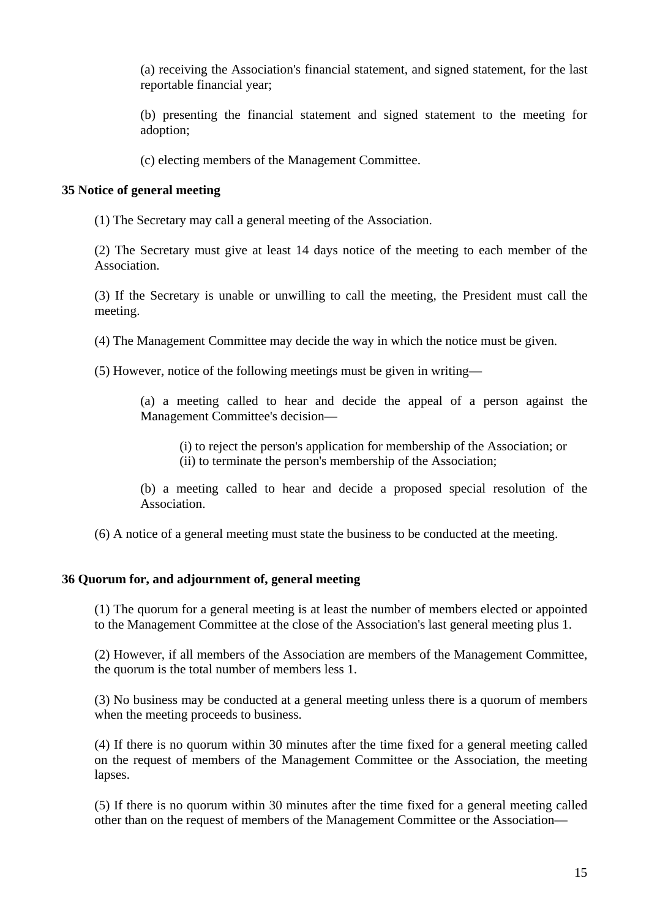(a) receiving the Association's financial statement, and signed statement, for the last reportable financial year;

(b) presenting the financial statement and signed statement to the meeting for adoption;

(c) electing members of the Management Committee.

**35 Notice of general meeting**

(1) The Secretary may call a general meeting of the Association.

(2) The Secretary must give at least 14 days notice of the meeting to each member of the Association.

(3) If the Secretary is unable or unwilling to call the meeting, the President must call the meeting.

(4) The Management Committee may decide the way in which the notice must be given.

(5) However, notice of the following meetings must be given in writing—

> (a) a meeting called to hear and decide the appeal of a person against the Management Committee's decision—
>
> > (i) to reject the person's application for membership of the Association; or
> > (ii) to terminate the person's membership of the Association;
>
> (b) a meeting called to hear and decide a proposed special resolution of the Association.

(6) A notice of a general meeting must state the business to be conducted at the meeting.

**36 Quorum for, and adjournment of, general meeting**

(1) The quorum for a general meeting is at least the number of members elected or appointed to the Management Committee at the close of the Association's last general meeting plus 1.

(2) However, if all members of the Association are members of the Management Committee, the quorum is the total number of members less 1.

(3) No business may be conducted at a general meeting unless there is a quorum of members when the meeting proceeds to business.

(4) If there is no quorum within 30 minutes after the time fixed for a general meeting called on the request of members of the Management Committee or the Association, the meeting lapses.

(5) If there is no quorum within 30 minutes after the time fixed for a general meeting called other than on the request of members of the Management Committee or the Association—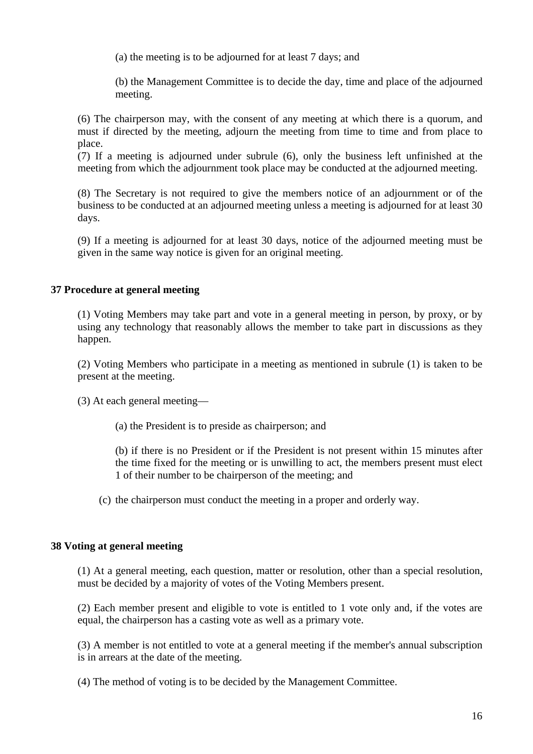(a) the meeting is to be adjourned for at least 7 days; and

(b) the Management Committee is to decide the day, time and place of the adjourned meeting.

(6) The chairperson may, with the consent of any meeting at which there is a quorum, and must if directed by the meeting, adjourn the meeting from time to time and from place to place.

(7) If a meeting is adjourned under subrule (6), only the business left unfinished at the meeting from which the adjournment took place may be conducted at the adjourned meeting.

(8) The Secretary is not required to give the members notice of an adjournment or of the business to be conducted at an adjourned meeting unless a meeting is adjourned for at least 30 days.

(9) If a meeting is adjourned for at least 30 days, notice of the adjourned meeting must be given in the same way notice is given for an original meeting.

**37 Procedure at general meeting**

(1) Voting Members may take part and vote in a general meeting in person, by proxy, or by using any technology that reasonably allows the member to take part in discussions as they happen.

(2) Voting Members who participate in a meeting as mentioned in subrule (1) is taken to be present at the meeting.

(3) At each general meeting—

(a) the President is to preside as chairperson; and

(b) if there is no President or if the President is not present within 15 minutes after the time fixed for the meeting or is unwilling to act, the members present must elect 1 of their number to be chairperson of the meeting; and

(c) the chairperson must conduct the meeting in a proper and orderly way.

**38 Voting at general meeting**

(1) At a general meeting, each question, matter or resolution, other than a special resolution, must be decided by a majority of votes of the Voting Members present.

(2) Each member present and eligible to vote is entitled to 1 vote only and, if the votes are equal, the chairperson has a casting vote as well as a primary vote.

(3) A member is not entitled to vote at a general meeting if the member's annual subscription is in arrears at the date of the meeting.

(4) The method of voting is to be decided by the Management Committee.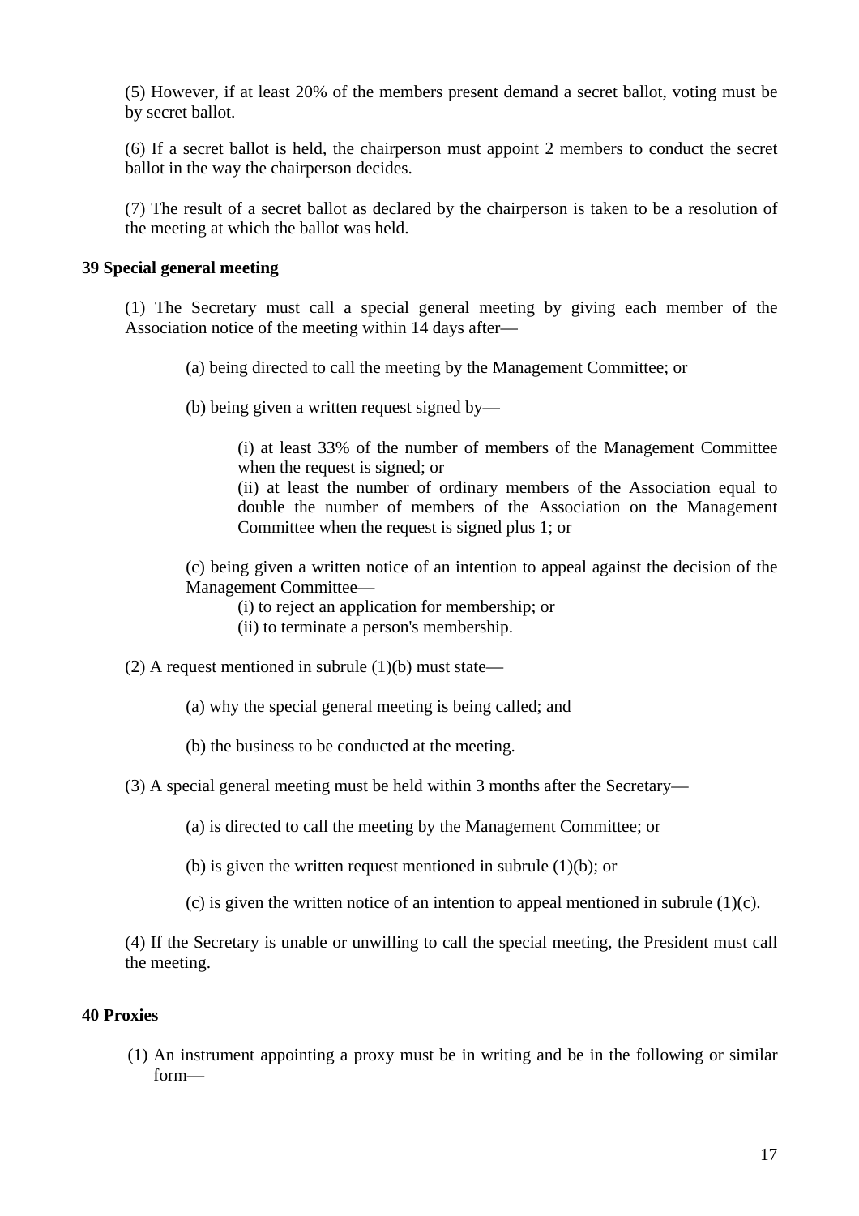(5) However, if at least 20% of the members present demand a secret ballot, voting must be by secret ballot.

(6) If a secret ballot is held, the chairperson must appoint 2 members to conduct the secret ballot in the way the chairperson decides.

(7) The result of a secret ballot as declared by the chairperson is taken to be a resolution of the meeting at which the ballot was held.

**39 Special general meeting**

(1) The Secretary must call a special general meeting by giving each member of the Association notice of the meeting within 14 days after—

(a) being directed to call the meeting by the Management Committee; or

(b) being given a written request signed by—

(i) at least 33% of the number of members of the Management Committee when the request is signed; or
(ii) at least the number of ordinary members of the Association equal to double the number of members of the Association on the Management Committee when the request is signed plus 1; or

(c) being given a written notice of an intention to appeal against the decision of the Management Committee—
(i) to reject an application for membership; or
(ii) to terminate a person's membership.

(2) A request mentioned in subrule (1)(b) must state—

(a) why the special general meeting is being called; and

(b) the business to be conducted at the meeting.

(3) A special general meeting must be held within 3 months after the Secretary—

(a) is directed to call the meeting by the Management Committee; or

(b) is given the written request mentioned in subrule (1)(b); or

(c) is given the written notice of an intention to appeal mentioned in subrule (1)(c).

(4) If the Secretary is unable or unwilling to call the special meeting, the President must call the meeting.

**40 Proxies**

(1) An instrument appointing a proxy must be in writing and be in the following or similar form—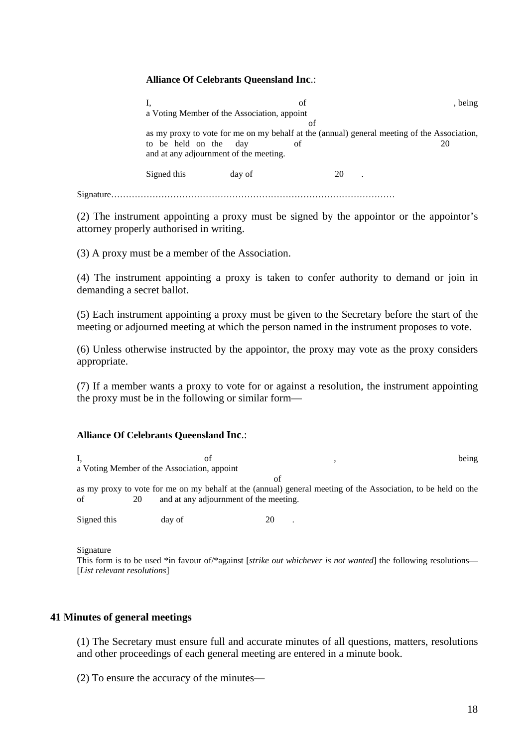**Alliance Of Celebrants Queensland Inc**.:

I, of , being a Voting Member of the Association, appoint
of
as my proxy to vote for me on my behalf at the (annual) general meeting of the Association, to be held on the day of 20 and at any adjournment of the meeting.

Signed this day of 20 .

Signature……………………………………………………………………………………

(2) The instrument appointing a proxy must be signed by the appointor or the appointor's attorney properly authorised in writing.

(3) A proxy must be a member of the Association.

(4) The instrument appointing a proxy is taken to confer authority to demand or join in demanding a secret ballot.

(5) Each instrument appointing a proxy must be given to the Secretary before the start of the meeting or adjourned meeting at which the person named in the instrument proposes to vote.

(6) Unless otherwise instructed by the appointor, the proxy may vote as the proxy considers appropriate.

(7) If a member wants a proxy to vote for or against a resolution, the instrument appointing the proxy must be in the following or similar form—

**Alliance Of Celebrants Queensland Inc**.:

I, of , being a Voting Member of the Association, appoint
of
as my proxy to vote for me on my behalf at the (annual) general meeting of the Association, to be held on the of 20 and at any adjournment of the meeting.

Signed this day of 20 .

Signature
This form is to be used *in favour of/*against [*strike out whichever is not wanted*] the following resolutions—
[*List relevant resolutions*]

### 41 Minutes of general meetings

(1) The Secretary must ensure full and accurate minutes of all questions, matters, resolutions and other proceedings of each general meeting are entered in a minute book.

(2) To ensure the accuracy of the minutes—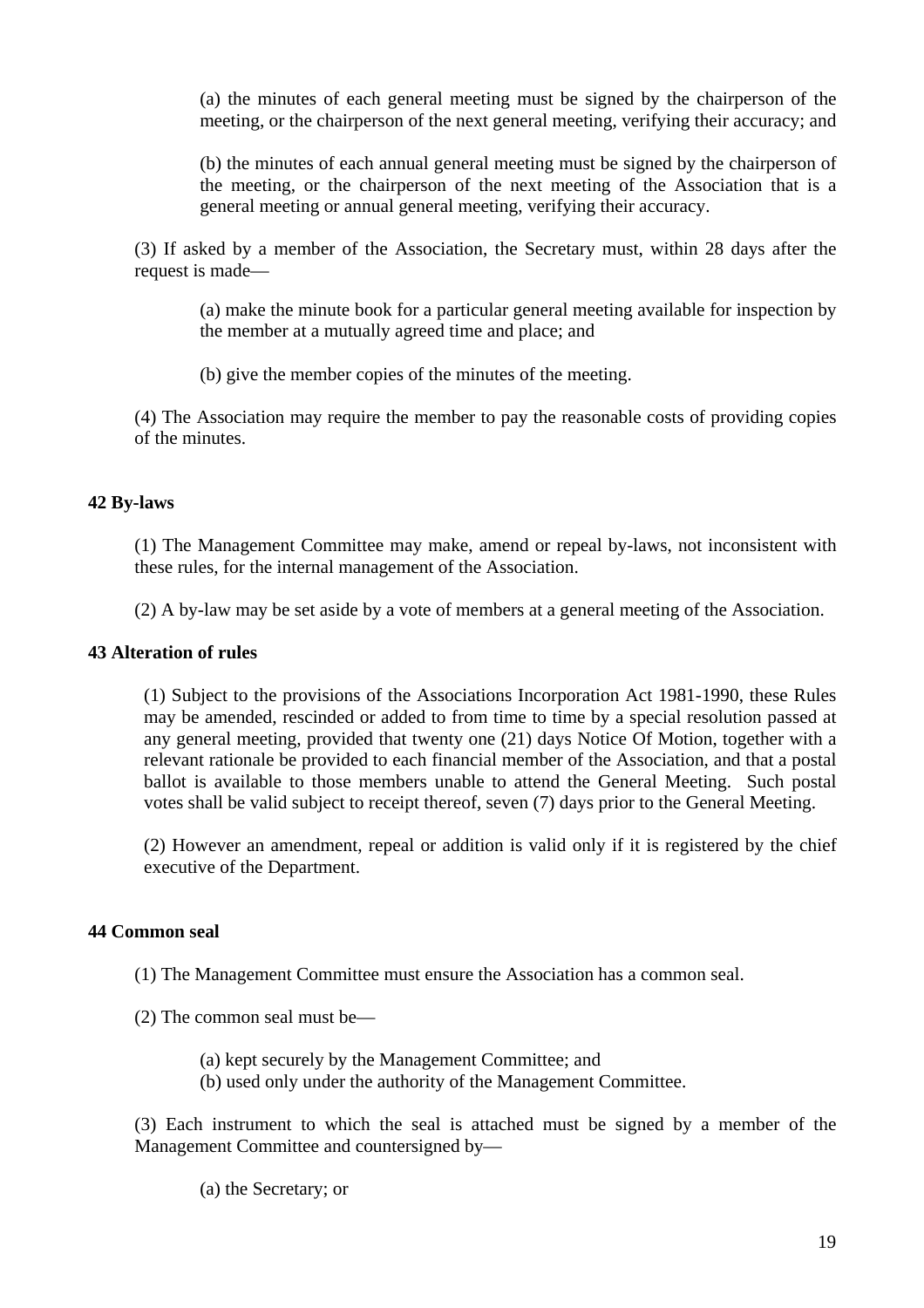(a) the minutes of each general meeting must be signed by the chairperson of the meeting, or the chairperson of the next general meeting, verifying their accuracy; and

(b) the minutes of each annual general meeting must be signed by the chairperson of the meeting, or the chairperson of the next meeting of the Association that is a general meeting or annual general meeting, verifying their accuracy.

(3) If asked by a member of the Association, the Secretary must, within 28 days after the request is made—

(a) make the minute book for a particular general meeting available for inspection by the member at a mutually agreed time and place; and

(b) give the member copies of the minutes of the meeting.

(4) The Association may require the member to pay the reasonable costs of providing copies of the minutes.

**42 By-laws**

(1) The Management Committee may make, amend or repeal by-laws, not inconsistent with these rules, for the internal management of the Association.

(2) A by-law may be set aside by a vote of members at a general meeting of the Association.

**43 Alteration of rules**

(1) Subject to the provisions of the Associations Incorporation Act 1981-1990, these Rules may be amended, rescinded or added to from time to time by a special resolution passed at any general meeting, provided that twenty one (21) days Notice Of Motion, together with a relevant rationale be provided to each financial member of the Association, and that a postal ballot is available to those members unable to attend the General Meeting. Such postal votes shall be valid subject to receipt thereof, seven (7) days prior to the General Meeting.

(2) However an amendment, repeal or addition is valid only if it is registered by the chief executive of the Department.

**44 Common seal**

(1) The Management Committee must ensure the Association has a common seal.

(2) The common seal must be—

(a) kept securely by the Management Committee; and
(b) used only under the authority of the Management Committee.

(3) Each instrument to which the seal is attached must be signed by a member of the Management Committee and countersigned by—

(a) the Secretary; or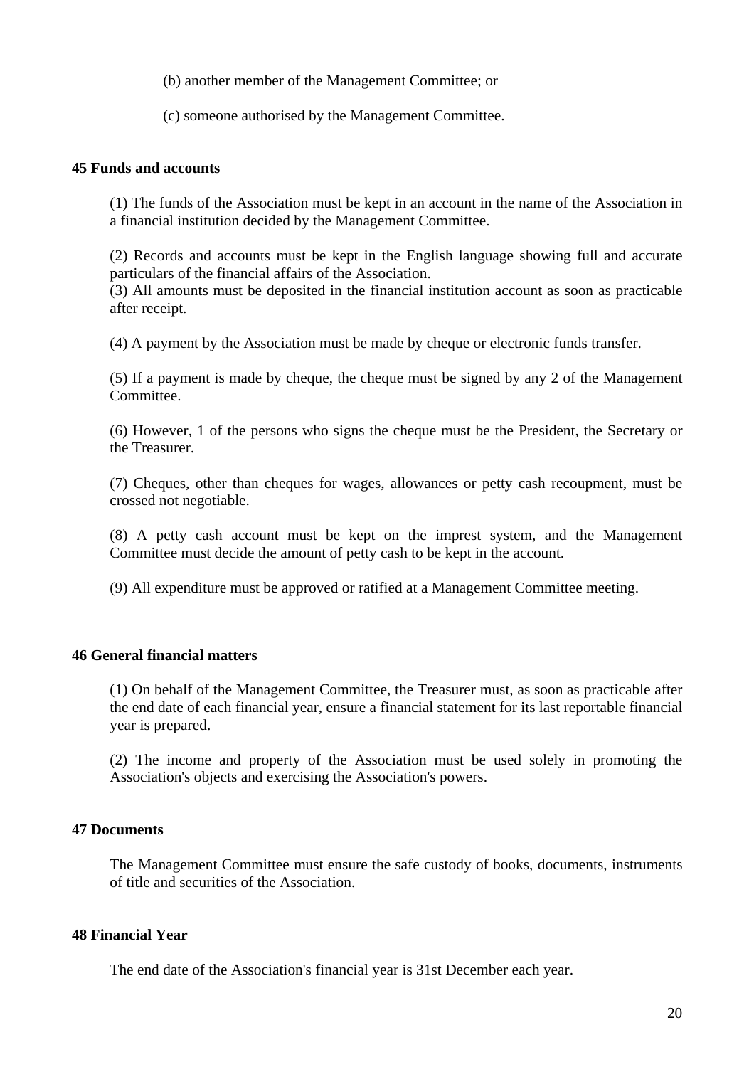(b) another member of the Management Committee; or

(c) someone authorised by the Management Committee.

**45 Funds and accounts**

(1) The funds of the Association must be kept in an account in the name of the Association in a financial institution decided by the Management Committee.

(2) Records and accounts must be kept in the English language showing full and accurate particulars of the financial affairs of the Association.
(3) All amounts must be deposited in the financial institution account as soon as practicable after receipt.

(4) A payment by the Association must be made by cheque or electronic funds transfer.

(5) If a payment is made by cheque, the cheque must be signed by any 2 of the Management Committee.

(6) However, 1 of the persons who signs the cheque must be the President, the Secretary or the Treasurer.

(7) Cheques, other than cheques for wages, allowances or petty cash recoupment, must be crossed not negotiable.

(8) A petty cash account must be kept on the imprest system, and the Management Committee must decide the amount of petty cash to be kept in the account.

(9) All expenditure must be approved or ratified at a Management Committee meeting.

**46 General financial matters**

(1) On behalf of the Management Committee, the Treasurer must, as soon as practicable after the end date of each financial year, ensure a financial statement for its last reportable financial year is prepared.

(2) The income and property of the Association must be used solely in promoting the Association's objects and exercising the Association's powers.

**47 Documents**

The Management Committee must ensure the safe custody of books, documents, instruments of title and securities of the Association.

**48 Financial Year**

The end date of the Association's financial year is 31st December each year.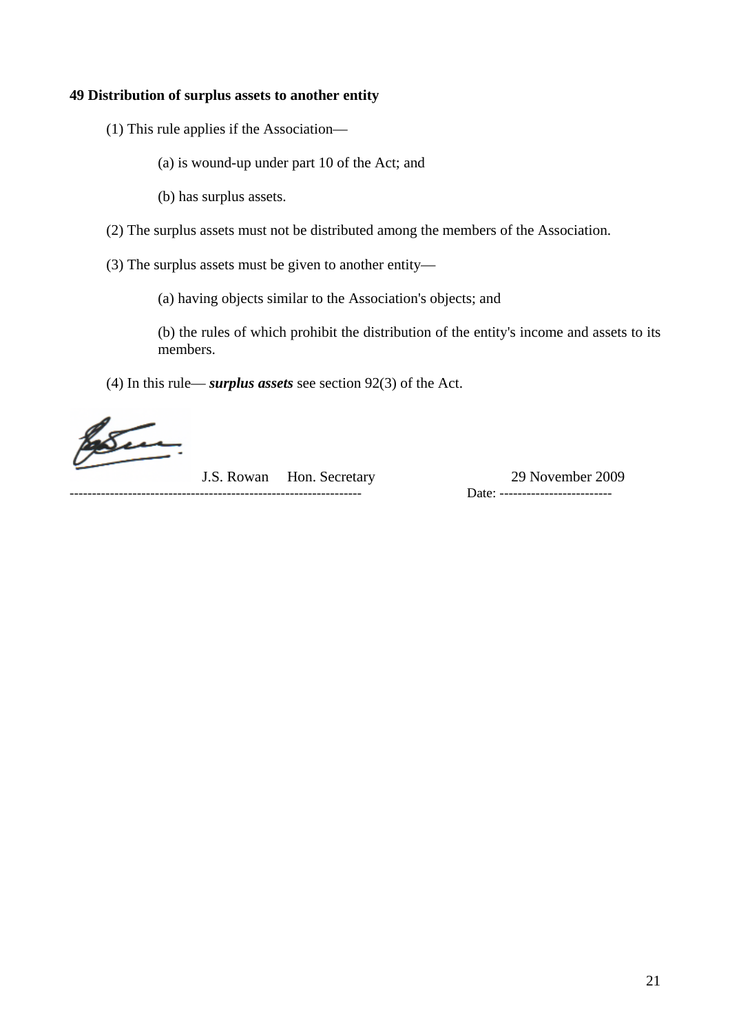**49 Distribution of surplus assets to another entity**

(1) This rule applies if the Association—

(a) is wound-up under part 10 of the Act; and

(b) has surplus assets.

(2) The surplus assets must not be distributed among the members of the Association.

(3) The surplus assets must be given to another entity—

(a) having objects similar to the Association's objects; and

(b) the rules of which prohibit the distribution of the entity's income and assets to its members.

(4) In this rule— ***surplus assets*** see section 92(3) of the Act.

J.S. Rowan Hon. Secretary 29 November 2009

---------------------------------------------------------------- Date: -------------------------